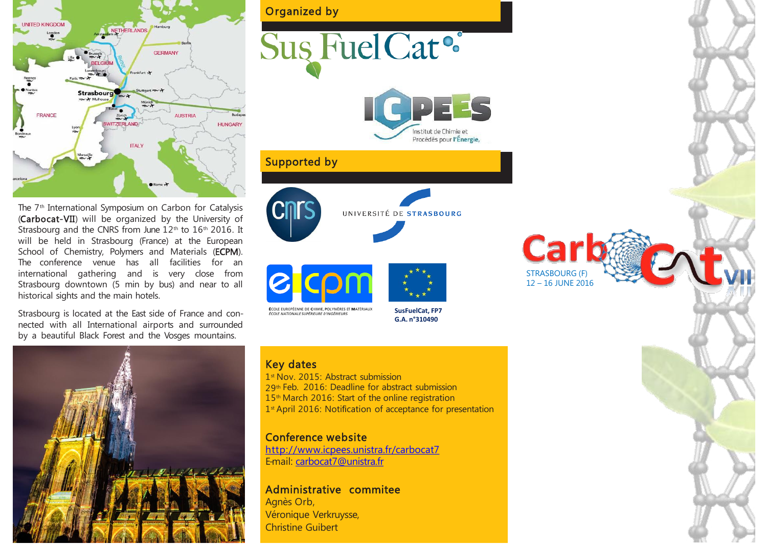The 7th International Symposium on Carbon for Catalysis (**Carbocat-VII**) will be organized by the University of Strasbourg and the CNRS from June 12th to 16th 2016. It will be held in Strasbourg (France) at the European School of Chemistry, Polymers and Materials (**ECPM**). The conference venue has all facilities for an international gathering and is very close from Strasbourg downtown (5 min by bus) and near to all historical sights and the main hotels.

Strasbourg is located at the East side of France and connected with all International airports and surrounded by a beautiful Black Forest and the Vosges mountains.

## Organized by

SusFuelCat

ICPEES – Institut de Chimie et Procédés pour l'Énergie,

## Supported by

CNRS

UNIVERSITÉ DE STRASBOURG

ECPM – ÉCOLE EUROPÉENNE DE CHIMIE, POLYMÈRES ET MATÉRIAUX – ÉCOLE NATIONALE SUPÉRIEURE D'INGÉNIEURS

**SusFuelCat, FP7 G.A. n°310490**

## Key dates

1st Nov. 2015: Abstract submission
29th Feb. 2016: Deadline for abstract submission
15th March 2016: Start of the online registration
1st April 2016: Notification of acceptance for presentation

## Conference website

[http://www.icpees.unistra.fr/carbocat7](http://www.icpees.unistra.fr/carbocat7)
E-mail: [carbocat7@unistra.fr](mailto:carbocat7@unistra.fr)

## Administrative commitee

Agnès Orb,
Véronique Verkruysse,
Christine Guibert

# CarboCat VII

STRASBOURG (F)
12 – 16 JUNE 2016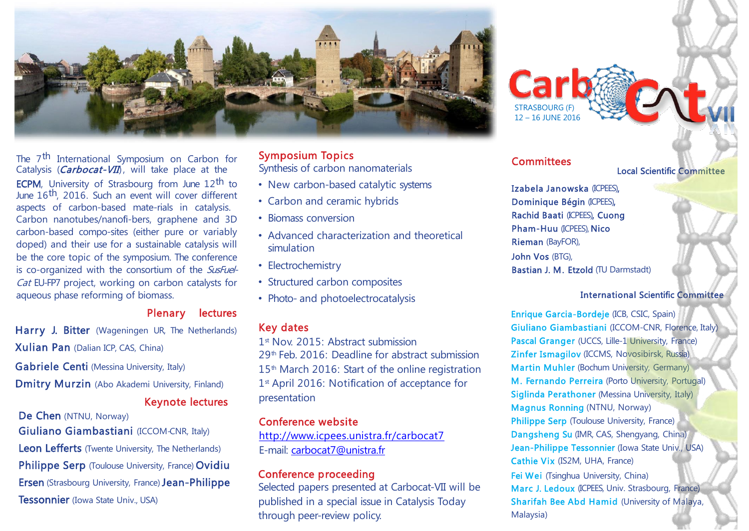Carbocat VII

STRASBOURG (F)
12 – 16 JUNE 2016

The 7th International Symposium on Carbon for Catalysis (***Carbocat-VII***), will take place at the **ECPM**, University of Strasbourg from June 12th to June 16th, 2016. Such an event will cover different aspects of carbon-based mate-rials in catalysis. Carbon nanotubes/nanofi-bers, graphene and 3D carbon-based compo-sites (either pure or variably doped) and their use for a sustainable catalysis will be the core topic of the symposium. The conference is co-organized with the consortium of the *SusFuel-Cat* EU-FP7 project, working on carbon catalysts for aqueous phase reforming of biomass.

## Plenary lectures

**Harry J. Bitter** (Wageningen UR, The Netherlands)

**Xulian Pan** (Dalian ICP, CAS, China)

**Gabriele Centi** (Messina University, Italy)

**Dmitry Murzin** (Abo Akademi University, Finland)

## Keynote lectures

**De Chen** (NTNU, Norway)

**Giuliano Giambastiani** (ICCOM-CNR, Italy)

**Leon Lefferts** (Twente University, The Netherlands)

**Philippe Serp** (Toulouse University, France) **Ovidiu Ersen** (Strasbourg University, France) **Jean-Philippe Tessonnier** (Iowa State Univ., USA)

## Symposium Topics

Synthesis of carbon nanomaterials

- New carbon-based catalytic systems
- Carbon and ceramic hybrids
- Biomass conversion
- Advanced characterization and theoretical simulation
- Electrochemistry
- Structured carbon composites
- Photo- and photoelectrocatalysis

## Key dates

1st Nov. 2015: Abstract submission
29th Feb. 2016: Deadline for abstract submission
15th March 2016: Start of the online registration
1st April 2016: Notification of acceptance for presentation

## Conference website

http://www.icpees.unistra.fr/carbocat7
E-mail: carbocat7@unistra.fr

## Conference proceeding

Selected papers presented at Carbocat-VII will be published in a special issue in Catalysis Today through peer-review policy.

## Committees

### Local Scientific Committee

**Izabela Janowska** (ICPEES), **Dominique Bégin** (ICPEES), **Rachid Baati** (ICPEES), **Cuong Pham-Huu** (ICPEES), **Nico Rieman** (BayFOR), **John Vos** (BTG), **Bastian J. M. Etzold** (TU Darmstadt)

### International Scientific Committee

**Enrique Garcia-Bordeje** (ICB, CSIC, Spain)
**Giuliano Giambastiani** (ICCOM-CNR, Florence, Italy)
**Pascal Granger** (UCCS, Lille-1 University, France)
**Zinfer Ismagilov** (ICCMS, Novosibirsk, Russia)
**Martin Muhler** (Bochum University, Germany)
**M. Fernando Perreira** (Porto University, Portugal)
**Siglinda Perathoner** (Messina University, Italy)
**Magnus Ronning** (NTNU, Norway)
**Philippe Serp** (Toulouse University, France)
**Dangsheng Su** (IMR, CAS, Shengyang, China)
**Jean-Philippe Tessonnier** (Iowa State Univ., USA)
**Cathie Vix** (IS2M, UHA, France)
**Fei Wei** (Tsinghua University, China)
**Marc J. Ledoux** (ICPEES, Univ. Strasbourg, France)
**Sharifah Bee Abd Hamid** (University of Malaya, Malaysia)